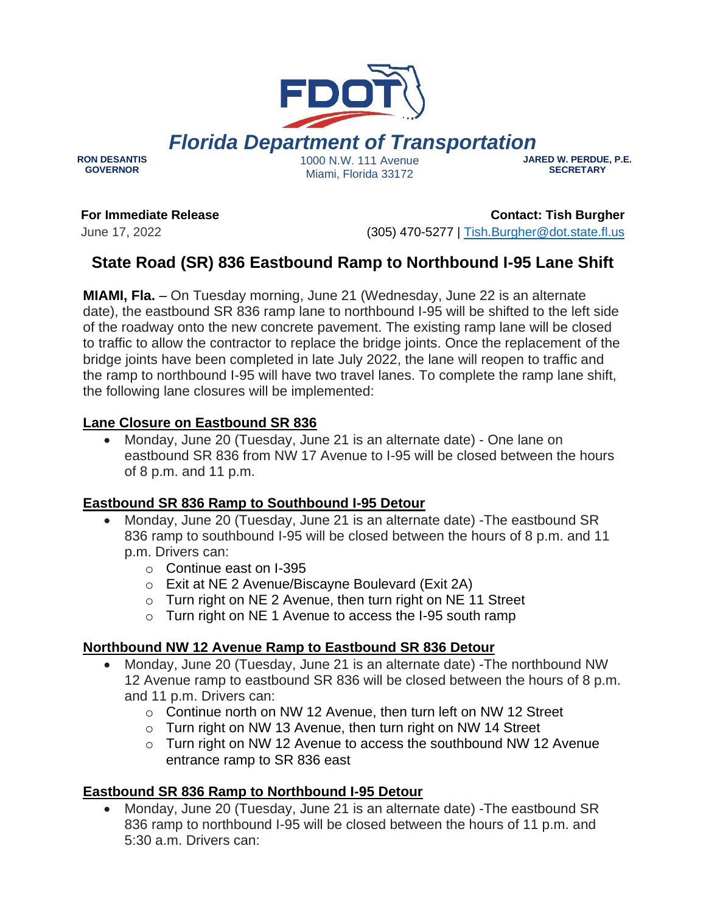**Florida Department of Transportation**

**RON DESANTIS**
**GOVERNOR**

1000 N.W. 111 Avenue
Miami, Florida 33172

**JARED W. PERDUE, P.E.**
**SECRETARY**

**For Immediate Release**
June 17, 2022

**Contact: Tish Burgher**
(305) 470-5277 | Tish.Burgher@dot.state.fl.us

# State Road (SR) 836 Eastbound Ramp to Northbound I-95 Lane Shift

**MIAMI, Fla.** – On Tuesday morning, June 21 (Wednesday, June 22 is an alternate date), the eastbound SR 836 ramp lane to northbound I-95 will be shifted to the left side of the roadway onto the new concrete pavement. The existing ramp lane will be closed to traffic to allow the contractor to replace the bridge joints. Once the replacement of the bridge joints have been completed in late July 2022, the lane will reopen to traffic and the ramp to northbound I-95 will have two travel lanes. To complete the ramp lane shift, the following lane closures will be implemented:

## Lane Closure on Eastbound SR 836

- Monday, June 20 (Tuesday, June 21 is an alternate date) - One lane on eastbound SR 836 from NW 17 Avenue to I-95 will be closed between the hours of 8 p.m. and 11 p.m.

## Eastbound SR 836 Ramp to Southbound I-95 Detour

- Monday, June 20 (Tuesday, June 21 is an alternate date) -The eastbound SR 836 ramp to southbound I-95 will be closed between the hours of 8 p.m. and 11 p.m. Drivers can:
  - Continue east on I-395
  - Exit at NE 2 Avenue/Biscayne Boulevard (Exit 2A)
  - Turn right on NE 2 Avenue, then turn right on NE 11 Street
  - Turn right on NE 1 Avenue to access the I-95 south ramp

## Northbound NW 12 Avenue Ramp to Eastbound SR 836 Detour

- Monday, June 20 (Tuesday, June 21 is an alternate date) -The northbound NW 12 Avenue ramp to eastbound SR 836 will be closed between the hours of 8 p.m. and 11 p.m. Drivers can:
  - Continue north on NW 12 Avenue, then turn left on NW 12 Street
  - Turn right on NW 13 Avenue, then turn right on NW 14 Street
  - Turn right on NW 12 Avenue to access the southbound NW 12 Avenue entrance ramp to SR 836 east

## Eastbound SR 836 Ramp to Northbound I-95 Detour

- Monday, June 20 (Tuesday, June 21 is an alternate date) -The eastbound SR 836 ramp to northbound I-95 will be closed between the hours of 11 p.m. and 5:30 a.m. Drivers can: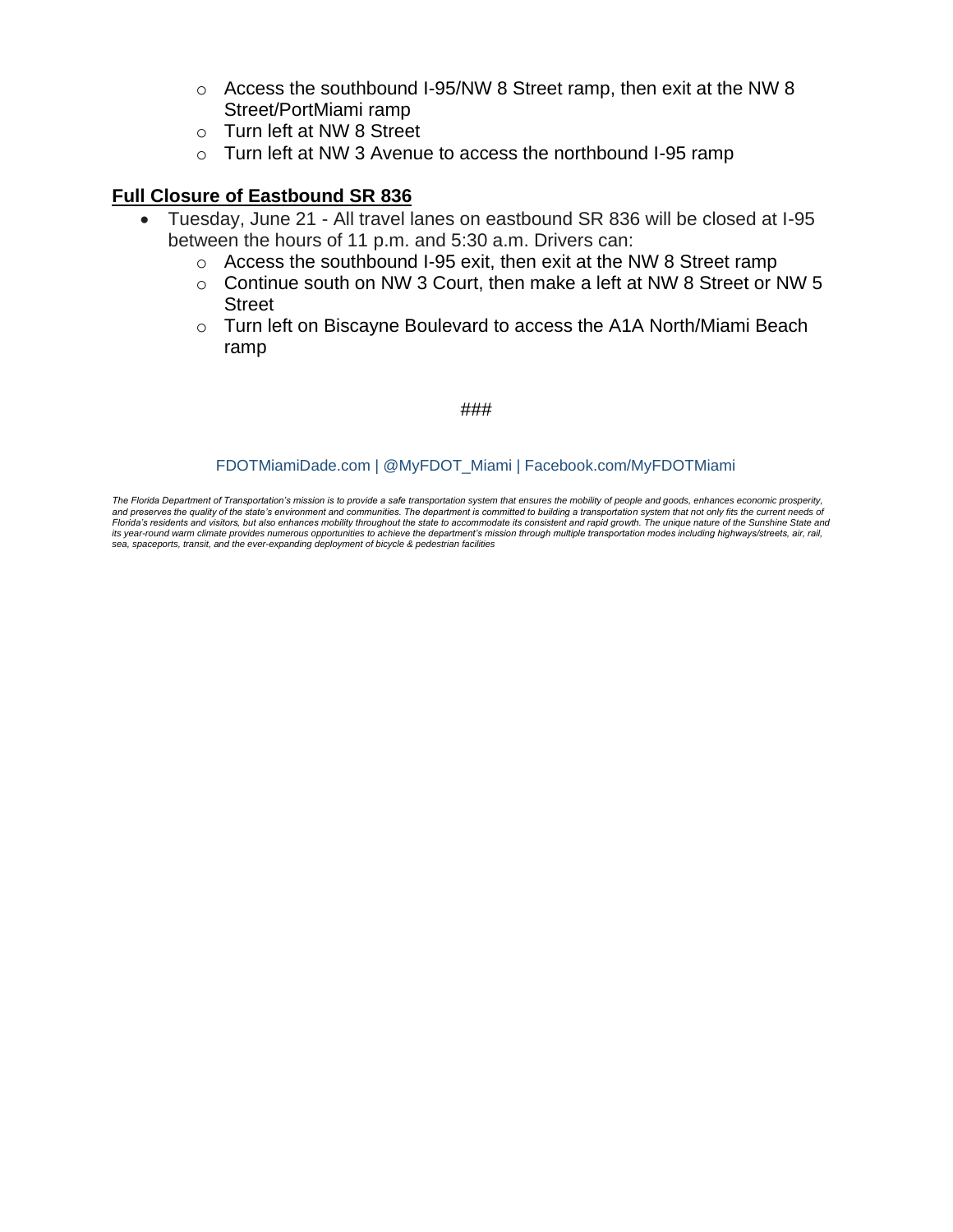- Access the southbound I-95/NW 8 Street ramp, then exit at the NW 8 Street/PortMiami ramp
- Turn left at NW 8 Street
- Turn left at NW 3 Avenue to access the northbound I-95 ramp

**Full Closure of Eastbound SR 836**

- Tuesday, June 21 - All travel lanes on eastbound SR 836 will be closed at I-95 between the hours of 11 p.m. and 5:30 a.m. Drivers can:
  - Access the southbound I-95 exit, then exit at the NW 8 Street ramp
  - Continue south on NW 3 Court, then make a left at NW 8 Street or NW 5 Street
  - Turn left on Biscayne Boulevard to access the A1A North/Miami Beach ramp

###

FDOTMiamiDade.com | @MyFDOT_Miami | Facebook.com/MyFDOTMiami

*The Florida Department of Transportation's mission is to provide a safe transportation system that ensures the mobility of people and goods, enhances economic prosperity, and preserves the quality of the state's environment and communities. The department is committed to building a transportation system that not only fits the current needs of Florida's residents and visitors, but also enhances mobility throughout the state to accommodate its consistent and rapid growth. The unique nature of the Sunshine State and its year-round warm climate provides numerous opportunities to achieve the department's mission through multiple transportation modes including highways/streets, air, rail, sea, spaceports, transit, and the ever-expanding deployment of bicycle & pedestrian facilities*